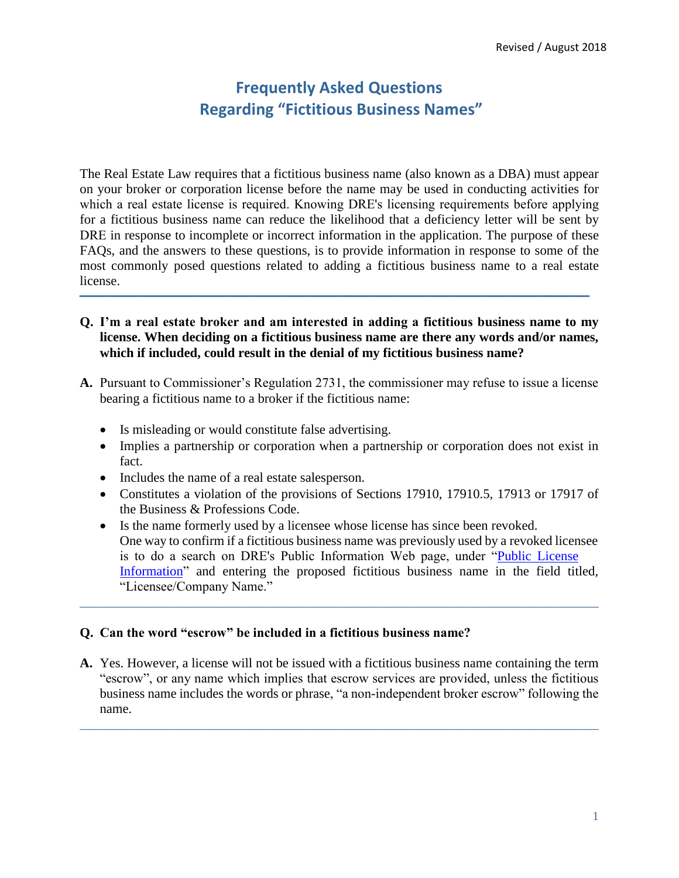# Frequently Asked Questions
# Regarding "Fictitious Business Names"

The Real Estate Law requires that a fictitious business name (also known as a DBA) must appear on your broker or corporation license before the name may be used in conducting activities for which a real estate license is required. Knowing DRE's licensing requirements before applying for a fictitious business name can reduce the likelihood that a deficiency letter will be sent by DRE in response to incomplete or incorrect information in the application. The purpose of these FAQs, and the answers to these questions, is to provide information in response to some of the most commonly posed questions related to adding a fictitious business name to a real estate license.

---

**Q. I'm a real estate broker and am interested in adding a fictitious business name to my license. When deciding on a fictitious business name are there any words and/or names, which if included, could result in the denial of my fictitious business name?**

**A.** Pursuant to Commissioner's Regulation 2731, the commissioner may refuse to issue a license bearing a fictitious name to a broker if the fictitious name:

- Is misleading or would constitute false advertising.
- Implies a partnership or corporation when a partnership or corporation does not exist in fact.
- Includes the name of a real estate salesperson.
- Constitutes a violation of the provisions of Sections 17910, 17910.5, 17913 or 17917 of the Business & Professions Code.
- Is the name formerly used by a licensee whose license has since been revoked.
  One way to confirm if a fictitious business name was previously used by a revoked licensee is to do a search on DRE's Public Information Web page, under "Public License Information" and entering the proposed fictitious business name in the field titled, "Licensee/Company Name."

---

**Q. Can the word "escrow" be included in a fictitious business name?**

**A.** Yes. However, a license will not be issued with a fictitious business name containing the term "escrow", or any name which implies that escrow services are provided, unless the fictitious business name includes the words or phrase, "a non-independent broker escrow" following the name.

---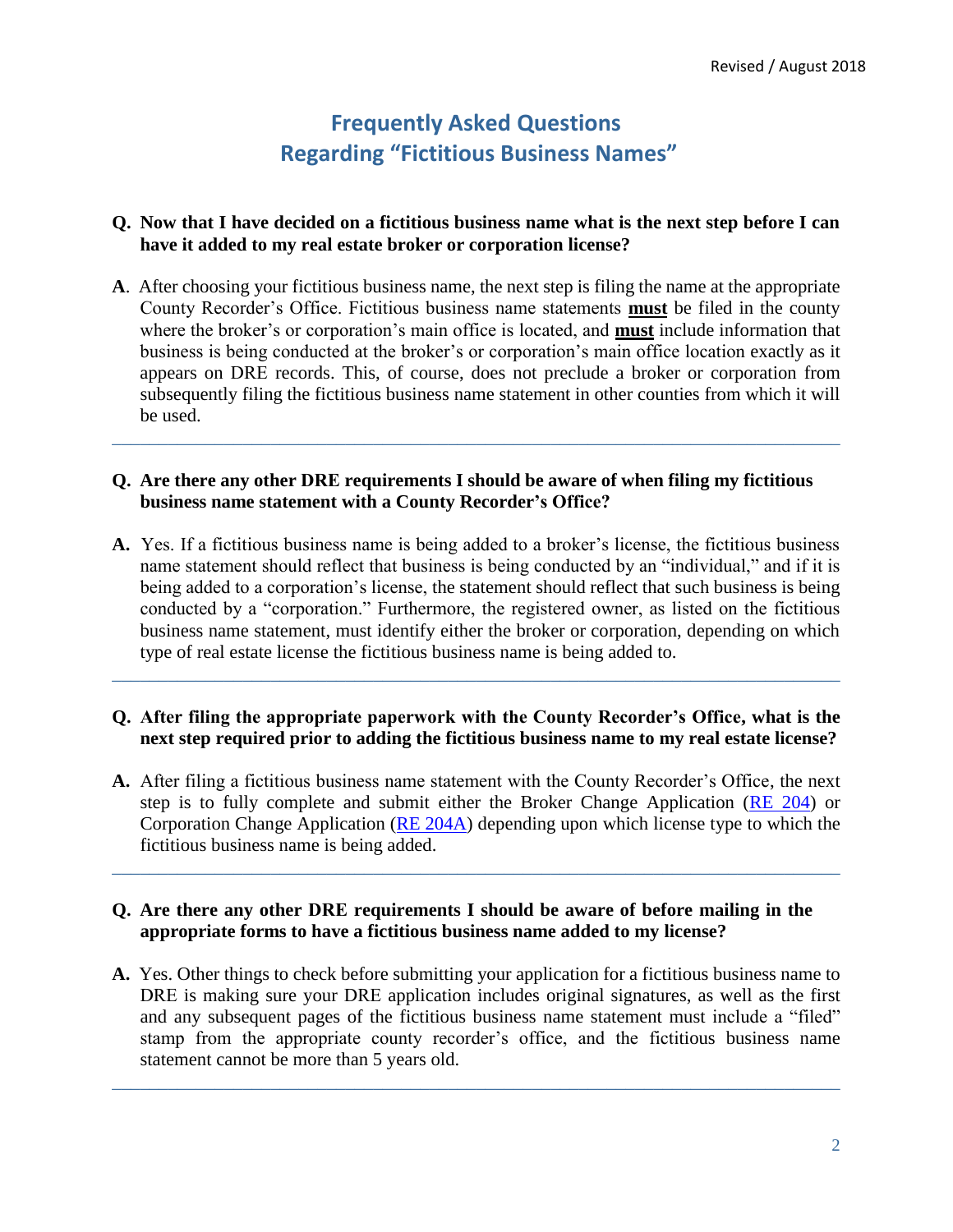# Frequently Asked Questions Regarding "Fictitious Business Names"

**Q. Now that I have decided on a fictitious business name what is the next step before I can have it added to my real estate broker or corporation license?**

**A**. After choosing your fictitious business name, the next step is filing the name at the appropriate County Recorder's Office. Fictitious business name statements **<u>must</u>** be filed in the county where the broker's or corporation's main office is located, and **<u>must</u>** include information that business is being conducted at the broker's or corporation's main office location exactly as it appears on DRE records. This, of course, does not preclude a broker or corporation from subsequently filing the fictitious business name statement in other counties from which it will be used.

---

**Q. Are there any other DRE requirements I should be aware of when filing my fictitious business name statement with a County Recorder's Office?**

**A.** Yes. If a fictitious business name is being added to a broker's license, the fictitious business name statement should reflect that business is being conducted by an "individual," and if it is being added to a corporation's license, the statement should reflect that such business is being conducted by a "corporation." Furthermore, the registered owner, as listed on the fictitious business name statement, must identify either the broker or corporation, depending on which type of real estate license the fictitious business name is being added to.

---

**Q. After filing the appropriate paperwork with the County Recorder's Office, what is the next step required prior to adding the fictitious business name to my real estate license?**

**A.** After filing a fictitious business name statement with the County Recorder's Office, the next step is to fully complete and submit either the Broker Change Application (RE 204) or Corporation Change Application (RE 204A) depending upon which license type to which the fictitious business name is being added.

---

**Q. Are there any other DRE requirements I should be aware of before mailing in the appropriate forms to have a fictitious business name added to my license?**

**A.** Yes. Other things to check before submitting your application for a fictitious business name to DRE is making sure your DRE application includes original signatures, as well as the first and any subsequent pages of the fictitious business name statement must include a "filed" stamp from the appropriate county recorder's office, and the fictitious business name statement cannot be more than 5 years old.

---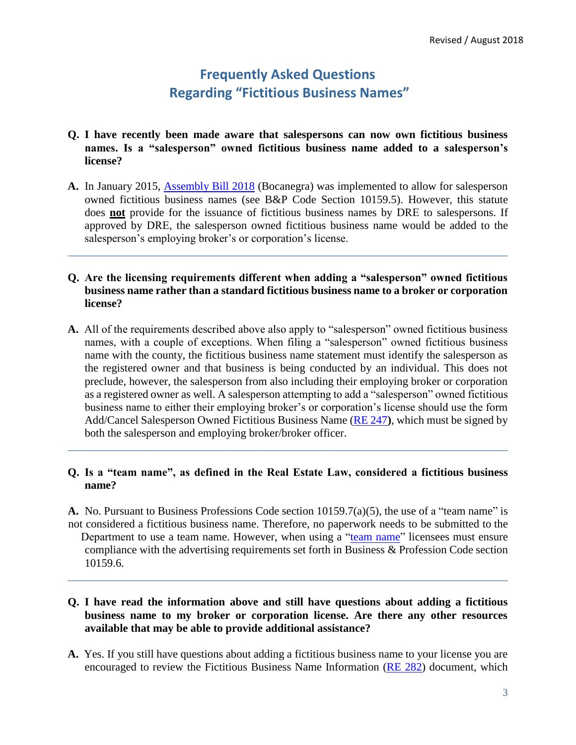# Frequently Asked Questions Regarding "Fictitious Business Names"

**Q. I have recently been made aware that salespersons can now own fictitious business names. Is a "salesperson" owned fictitious business name added to a salesperson's license?**

**A.** In January 2015, Assembly Bill 2018 (Bocanegra) was implemented to allow for salesperson owned fictitious business names (see B&P Code Section 10159.5). However, this statute does **not** provide for the issuance of fictitious business names by DRE to salespersons. If approved by DRE, the salesperson owned fictitious business name would be added to the salesperson's employing broker's or corporation's license.

---

**Q. Are the licensing requirements different when adding a "salesperson" owned fictitious business name rather than a standard fictitious business name to a broker or corporation license?**

**A.** All of the requirements described above also apply to "salesperson" owned fictitious business names, with a couple of exceptions. When filing a "salesperson" owned fictitious business name with the county, the fictitious business name statement must identify the salesperson as the registered owner and that business is being conducted by an individual. This does not preclude, however, the salesperson from also including their employing broker or corporation as a registered owner as well. A salesperson attempting to add a "salesperson" owned fictitious business name to either their employing broker's or corporation's license should use the form Add/Cancel Salesperson Owned Fictitious Business Name (RE 247**)**, which must be signed by both the salesperson and employing broker/broker officer.

---

**Q. Is a "team name", as defined in the Real Estate Law, considered a fictitious business name?**

**A.** No. Pursuant to Business Professions Code section 10159.7(a)(5), the use of a "team name" is not considered a fictitious business name. Therefore, no paperwork needs to be submitted to the Department to use a team name. However, when using a "team name" licensees must ensure compliance with the advertising requirements set forth in Business & Profession Code section 10159.6.

---

**Q. I have read the information above and still have questions about adding a fictitious business name to my broker or corporation license. Are there any other resources available that may be able to provide additional assistance?**

**A.** Yes. If you still have questions about adding a fictitious business name to your license you are encouraged to review the Fictitious Business Name Information (RE 282) document, which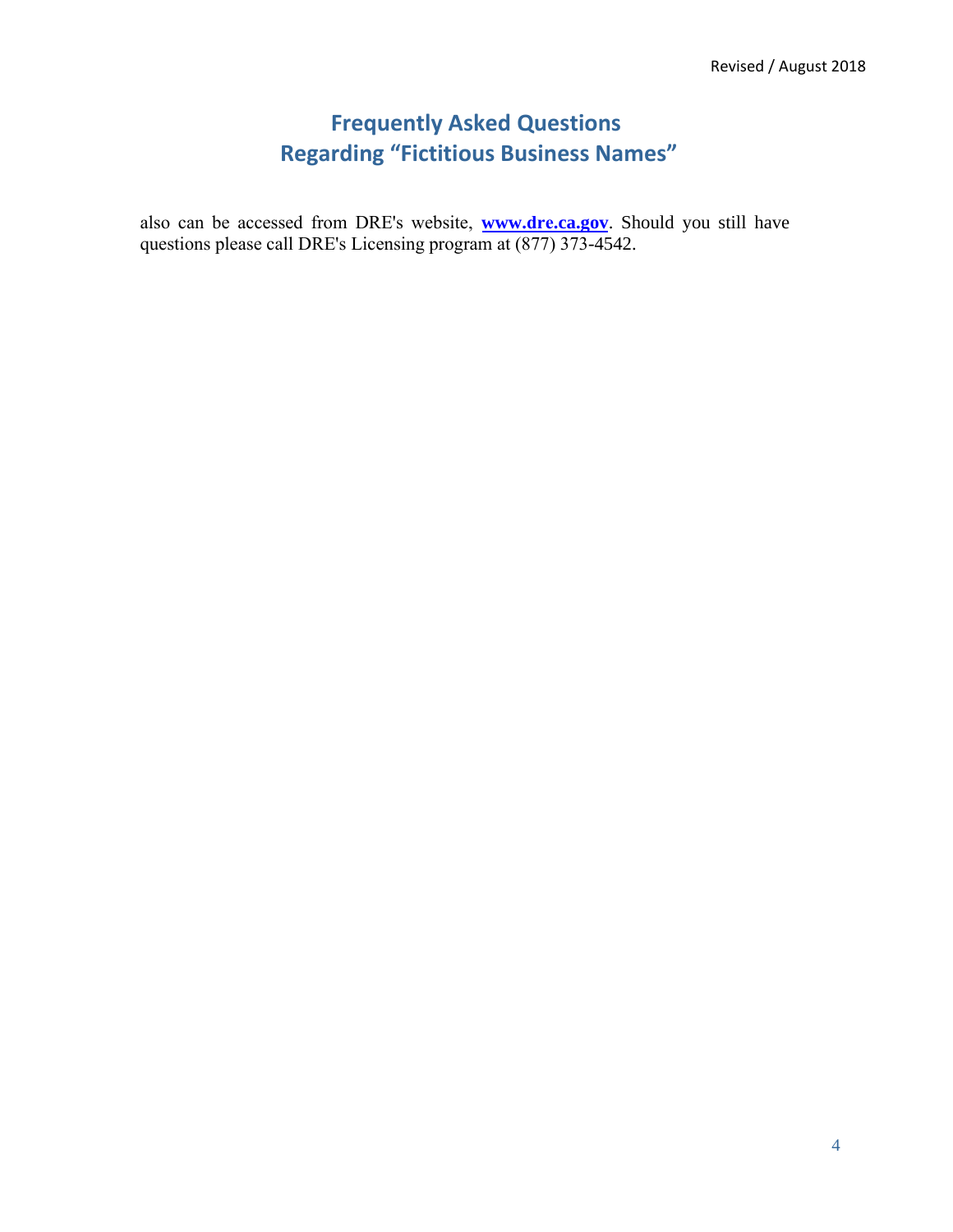also can be accessed from DRE's website, **[www.dre.ca.gov](http://www.dre.ca.gov)**. Should you still have questions please call DRE's Licensing program at (877) 373-4542.